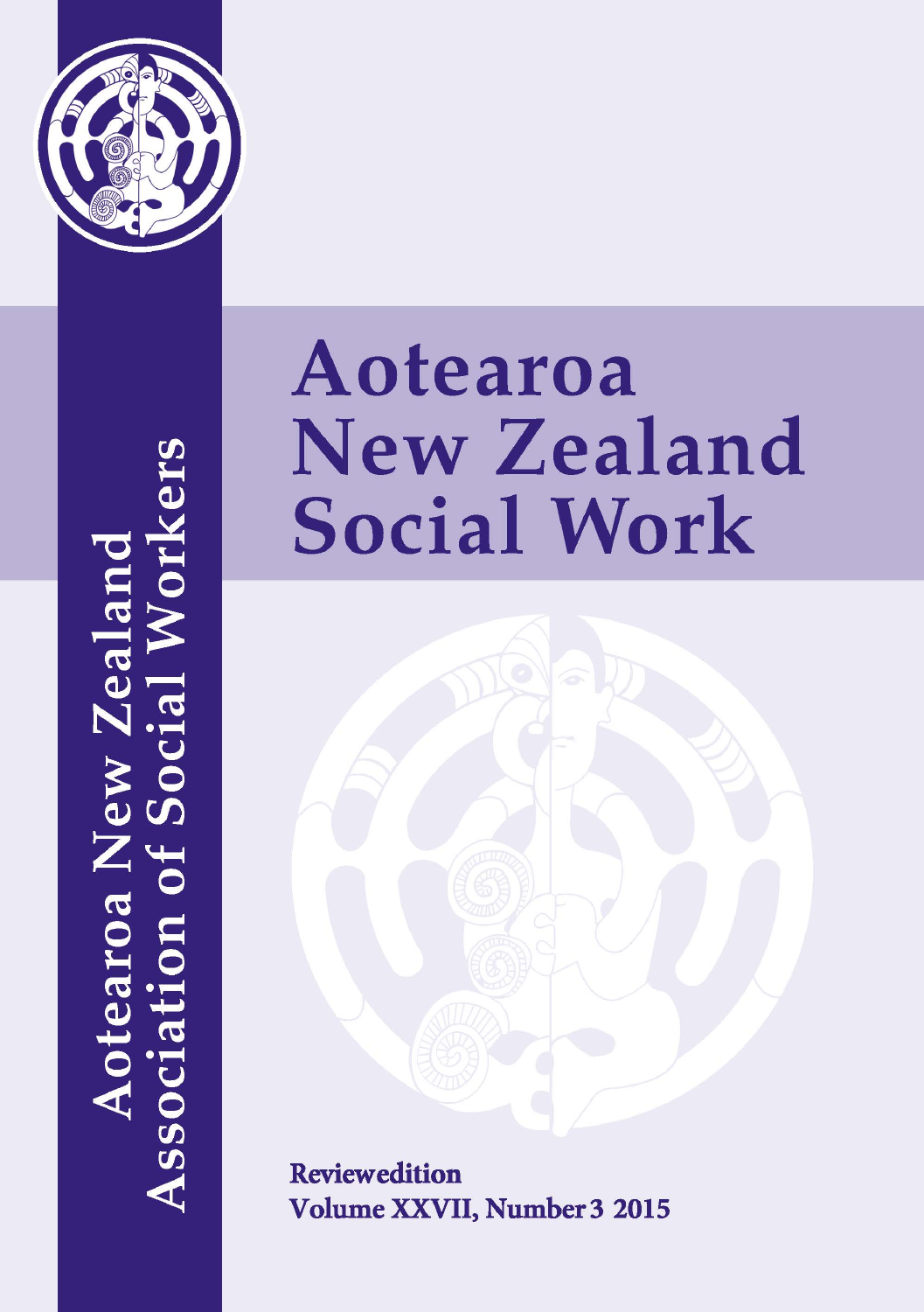# Aotearoa New Zealand Social Work

Aotearoa New Zealand Association of Social Workers

**Reviewedition**
**Volume XXVII, Number 3 2015**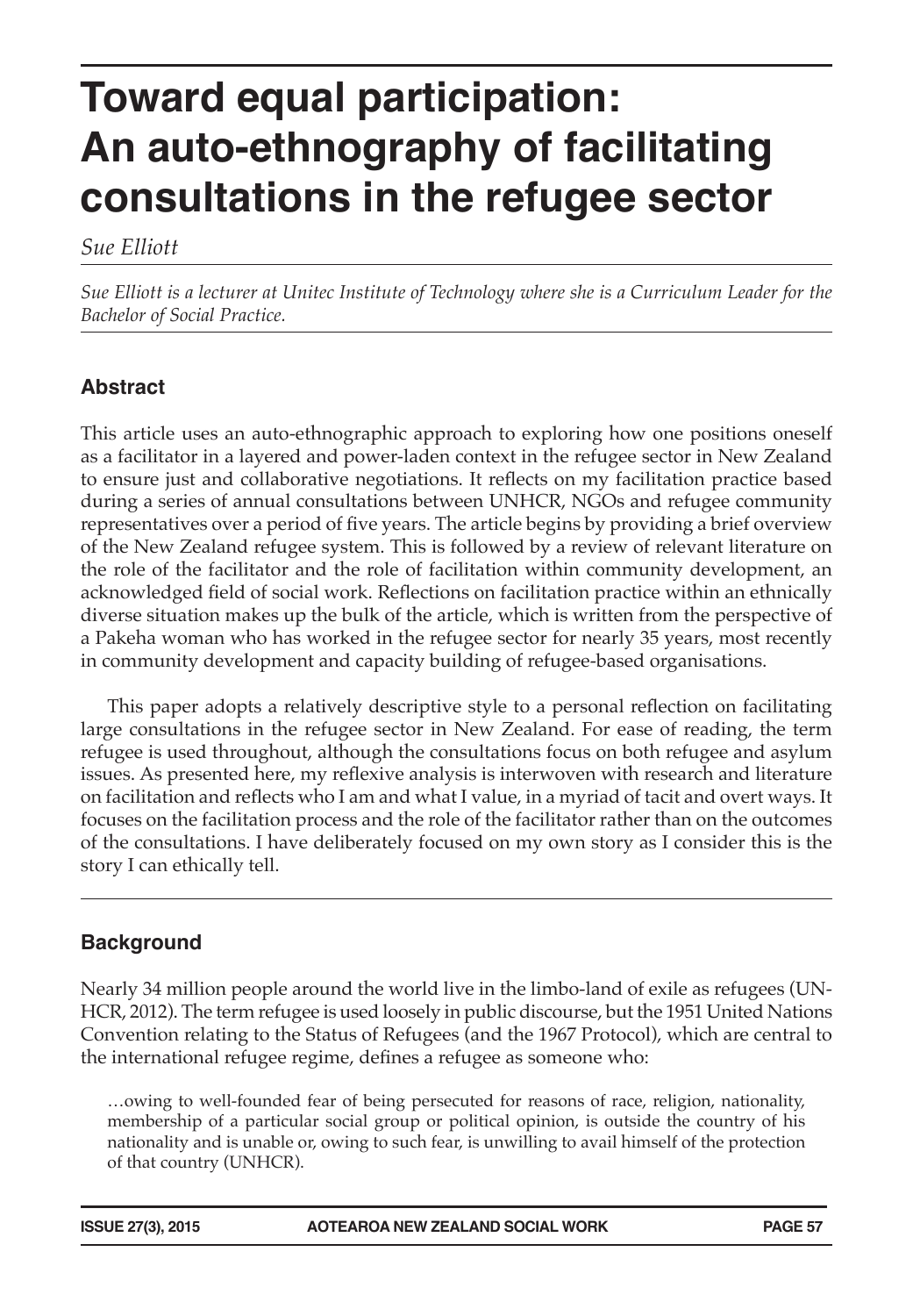# Toward equal participation: An auto-ethnography of facilitating consultations in the refugee sector

*Sue Elliott*

*Sue Elliott is a lecturer at Unitec Institute of Technology where she is a Curriculum Leader for the Bachelor of Social Practice.*

## Abstract

This article uses an auto-ethnographic approach to exploring how one positions oneself as a facilitator in a layered and power-laden context in the refugee sector in New Zealand to ensure just and collaborative negotiations. It reflects on my facilitation practice based during a series of annual consultations between UNHCR, NGOs and refugee community representatives over a period of five years. The article begins by providing a brief overview of the New Zealand refugee system. This is followed by a review of relevant literature on the role of the facilitator and the role of facilitation within community development, an acknowledged field of social work. Reflections on facilitation practice within an ethnically diverse situation makes up the bulk of the article, which is written from the perspective of a Pakeha woman who has worked in the refugee sector for nearly 35 years, most recently in community development and capacity building of refugee-based organisations.

This paper adopts a relatively descriptive style to a personal reflection on facilitating large consultations in the refugee sector in New Zealand. For ease of reading, the term refugee is used throughout, although the consultations focus on both refugee and asylum issues. As presented here, my reflexive analysis is interwoven with research and literature on facilitation and reflects who I am and what I value, in a myriad of tacit and overt ways. It focuses on the facilitation process and the role of the facilitator rather than on the outcomes of the consultations. I have deliberately focused on my own story as I consider this is the story I can ethically tell.

## Background

Nearly 34 million people around the world live in the limbo-land of exile as refugees (UNHCR, 2012). The term refugee is used loosely in public discourse, but the 1951 United Nations Convention relating to the Status of Refugees (and the 1967 Protocol), which are central to the international refugee regime, defines a refugee as someone who:

> …owing to well-founded fear of being persecuted for reasons of race, religion, nationality, membership of a particular social group or political opinion, is outside the country of his nationality and is unable or, owing to such fear, is unwilling to avail himself of the protection of that country (UNHCR).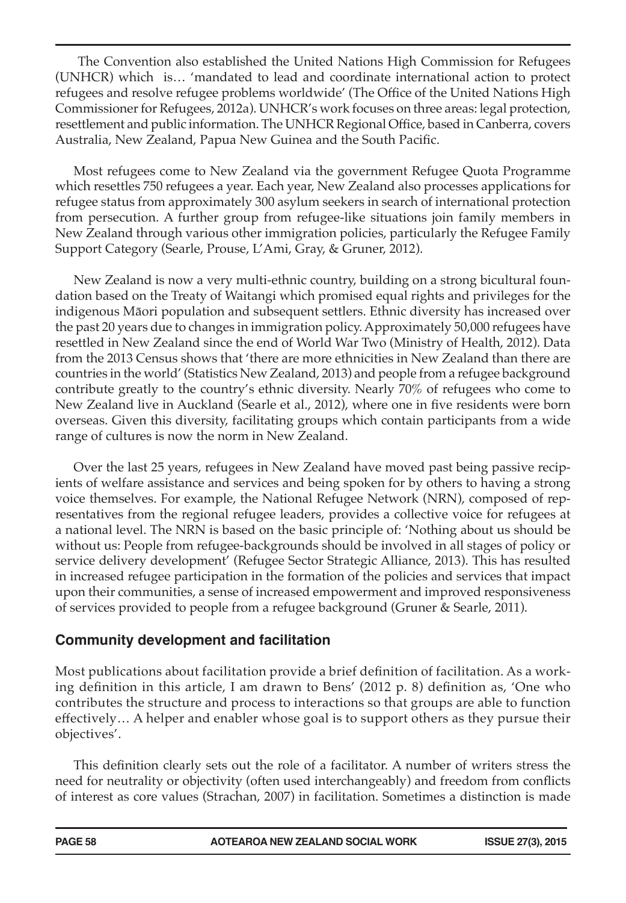The Convention also established the United Nations High Commission for Refugees (UNHCR) which is… 'mandated to lead and coordinate international action to protect refugees and resolve refugee problems worldwide' (The Office of the United Nations High Commissioner for Refugees, 2012a). UNHCR's work focuses on three areas: legal protection, resettlement and public information. The UNHCR Regional Office, based in Canberra, covers Australia, New Zealand, Papua New Guinea and the South Pacific.

Most refugees come to New Zealand via the government Refugee Quota Programme which resettles 750 refugees a year. Each year, New Zealand also processes applications for refugee status from approximately 300 asylum seekers in search of international protection from persecution. A further group from refugee-like situations join family members in New Zealand through various other immigration policies, particularly the Refugee Family Support Category (Searle, Prouse, L'Ami, Gray, & Gruner, 2012).

New Zealand is now a very multi-ethnic country, building on a strong bicultural foundation based on the Treaty of Waitangi which promised equal rights and privileges for the indigenous Māori population and subsequent settlers. Ethnic diversity has increased over the past 20 years due to changes in immigration policy. Approximately 50,000 refugees have resettled in New Zealand since the end of World War Two (Ministry of Health, 2012). Data from the 2013 Census shows that 'there are more ethnicities in New Zealand than there are countries in the world' (Statistics New Zealand, 2013) and people from a refugee background contribute greatly to the country's ethnic diversity. Nearly 70% of refugees who come to New Zealand live in Auckland (Searle et al., 2012), where one in five residents were born overseas. Given this diversity, facilitating groups which contain participants from a wide range of cultures is now the norm in New Zealand.

Over the last 25 years, refugees in New Zealand have moved past being passive recipients of welfare assistance and services and being spoken for by others to having a strong voice themselves. For example, the National Refugee Network (NRN), composed of representatives from the regional refugee leaders, provides a collective voice for refugees at a national level. The NRN is based on the basic principle of: 'Nothing about us should be without us: People from refugee-backgrounds should be involved in all stages of policy or service delivery development' (Refugee Sector Strategic Alliance, 2013). This has resulted in increased refugee participation in the formation of the policies and services that impact upon their communities, a sense of increased empowerment and improved responsiveness of services provided to people from a refugee background (Gruner & Searle, 2011).

## Community development and facilitation

Most publications about facilitation provide a brief definition of facilitation. As a working definition in this article, I am drawn to Bens' (2012 p. 8) definition as, 'One who contributes the structure and process to interactions so that groups are able to function effectively… A helper and enabler whose goal is to support others as they pursue their objectives'.

This definition clearly sets out the role of a facilitator. A number of writers stress the need for neutrality or objectivity (often used interchangeably) and freedom from conflicts of interest as core values (Strachan, 2007) in facilitation. Sometimes a distinction is made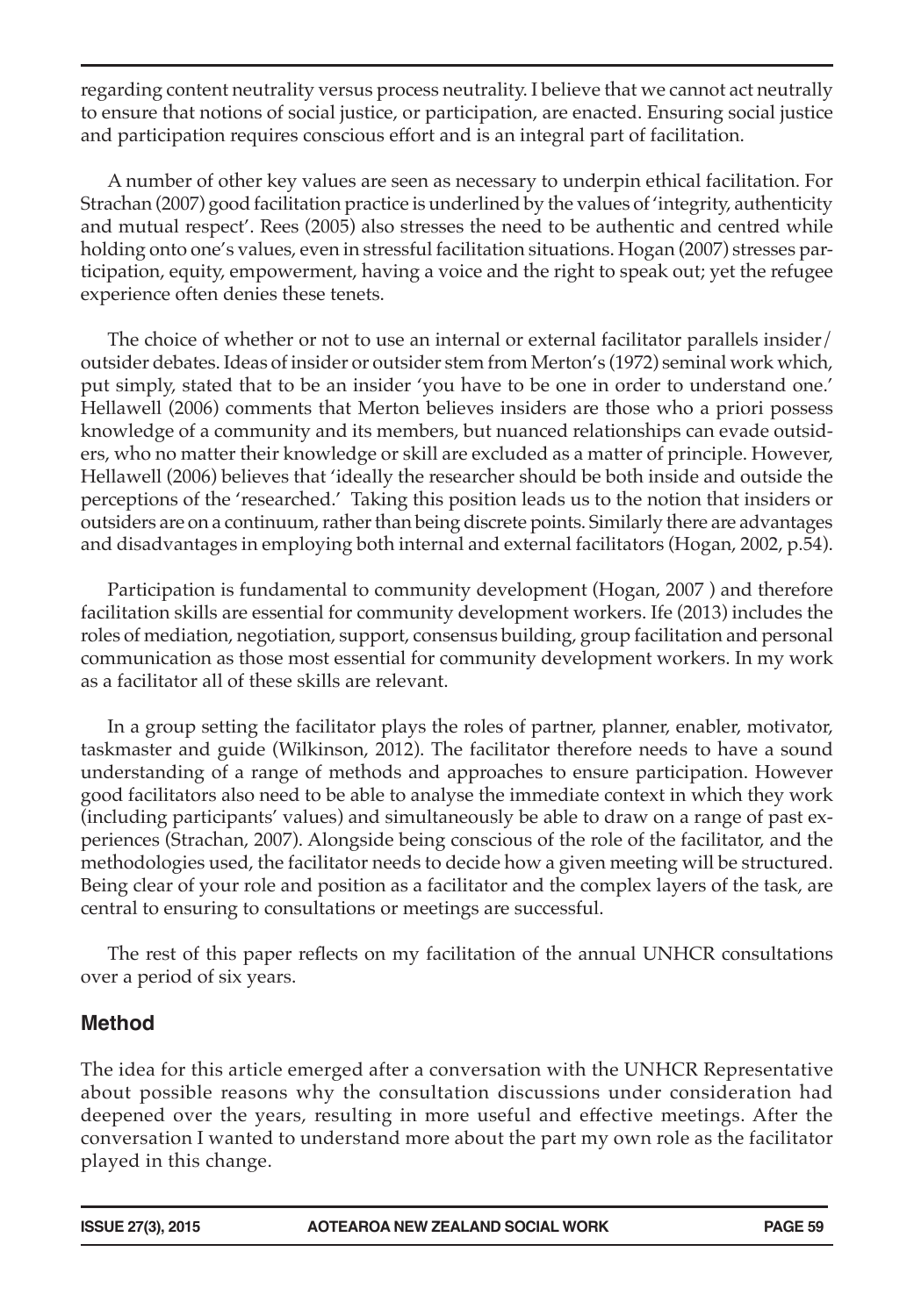regarding content neutrality versus process neutrality. I believe that we cannot act neutrally to ensure that notions of social justice, or participation, are enacted. Ensuring social justice and participation requires conscious effort and is an integral part of facilitation.

A number of other key values are seen as necessary to underpin ethical facilitation. For Strachan (2007) good facilitation practice is underlined by the values of 'integrity, authenticity and mutual respect'. Rees (2005) also stresses the need to be authentic and centred while holding onto one's values, even in stressful facilitation situations. Hogan (2007) stresses participation, equity, empowerment, having a voice and the right to speak out; yet the refugee experience often denies these tenets.

The choice of whether or not to use an internal or external facilitator parallels insider/outsider debates. Ideas of insider or outsider stem from Merton's (1972) seminal work which, put simply, stated that to be an insider 'you have to be one in order to understand one.' Hellawell (2006) comments that Merton believes insiders are those who a priori possess knowledge of a community and its members, but nuanced relationships can evade outsiders, who no matter their knowledge or skill are excluded as a matter of principle. However, Hellawell (2006) believes that 'ideally the researcher should be both inside and outside the perceptions of the 'researched.' Taking this position leads us to the notion that insiders or outsiders are on a continuum, rather than being discrete points. Similarly there are advantages and disadvantages in employing both internal and external facilitators (Hogan, 2002, p.54).

Participation is fundamental to community development (Hogan, 2007 ) and therefore facilitation skills are essential for community development workers. Ife (2013) includes the roles of mediation, negotiation, support, consensus building, group facilitation and personal communication as those most essential for community development workers. In my work as a facilitator all of these skills are relevant.

In a group setting the facilitator plays the roles of partner, planner, enabler, motivator, taskmaster and guide (Wilkinson, 2012). The facilitator therefore needs to have a sound understanding of a range of methods and approaches to ensure participation. However good facilitators also need to be able to analyse the immediate context in which they work (including participants' values) and simultaneously be able to draw on a range of past experiences (Strachan, 2007). Alongside being conscious of the role of the facilitator, and the methodologies used, the facilitator needs to decide how a given meeting will be structured. Being clear of your role and position as a facilitator and the complex layers of the task, are central to ensuring to consultations or meetings are successful.

The rest of this paper reflects on my facilitation of the annual UNHCR consultations over a period of six years.

## Method

The idea for this article emerged after a conversation with the UNHCR Representative about possible reasons why the consultation discussions under consideration had deepened over the years, resulting in more useful and effective meetings. After the conversation I wanted to understand more about the part my own role as the facilitator played in this change.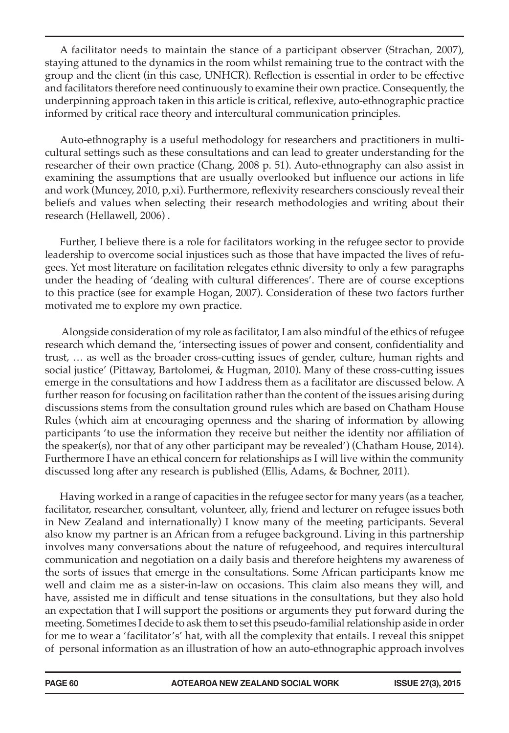A facilitator needs to maintain the stance of a participant observer (Strachan, 2007), staying attuned to the dynamics in the room whilst remaining true to the contract with the group and the client (in this case, UNHCR). Reflection is essential in order to be effective and facilitators therefore need continuously to examine their own practice. Consequently, the underpinning approach taken in this article is critical, reflexive, auto-ethnographic practice informed by critical race theory and intercultural communication principles.

Auto-ethnography is a useful methodology for researchers and practitioners in multicultural settings such as these consultations and can lead to greater understanding for the researcher of their own practice (Chang, 2008 p. 51). Auto-ethnography can also assist in examining the assumptions that are usually overlooked but influence our actions in life and work (Muncey, 2010, p,xi). Furthermore, reflexivity researchers consciously reveal their beliefs and values when selecting their research methodologies and writing about their research (Hellawell, 2006) .

Further, I believe there is a role for facilitators working in the refugee sector to provide leadership to overcome social injustices such as those that have impacted the lives of refugees. Yet most literature on facilitation relegates ethnic diversity to only a few paragraphs under the heading of 'dealing with cultural differences'. There are of course exceptions to this practice (see for example Hogan, 2007). Consideration of these two factors further motivated me to explore my own practice.

Alongside consideration of my role as facilitator, I am also mindful of the ethics of refugee research which demand the, 'intersecting issues of power and consent, confidentiality and trust, … as well as the broader cross-cutting issues of gender, culture, human rights and social justice' (Pittaway, Bartolomei, & Hugman, 2010). Many of these cross-cutting issues emerge in the consultations and how I address them as a facilitator are discussed below. A further reason for focusing on facilitation rather than the content of the issues arising during discussions stems from the consultation ground rules which are based on Chatham House Rules (which aim at encouraging openness and the sharing of information by allowing participants 'to use the information they receive but neither the identity nor affiliation of the speaker(s), nor that of any other participant may be revealed') (Chatham House, 2014). Furthermore I have an ethical concern for relationships as I will live within the community discussed long after any research is published (Ellis, Adams, & Bochner, 2011).

Having worked in a range of capacities in the refugee sector for many years (as a teacher, facilitator, researcher, consultant, volunteer, ally, friend and lecturer on refugee issues both in New Zealand and internationally) I know many of the meeting participants. Several also know my partner is an African from a refugee background. Living in this partnership involves many conversations about the nature of refugeehood, and requires intercultural communication and negotiation on a daily basis and therefore heightens my awareness of the sorts of issues that emerge in the consultations. Some African participants know me well and claim me as a sister-in-law on occasions. This claim also means they will, and have, assisted me in difficult and tense situations in the consultations, but they also hold an expectation that I will support the positions or arguments they put forward during the meeting. Sometimes I decide to ask them to set this pseudo-familial relationship aside in order for me to wear a 'facilitator's' hat, with all the complexity that entails. I reveal this snippet of personal information as an illustration of how an auto-ethnographic approach involves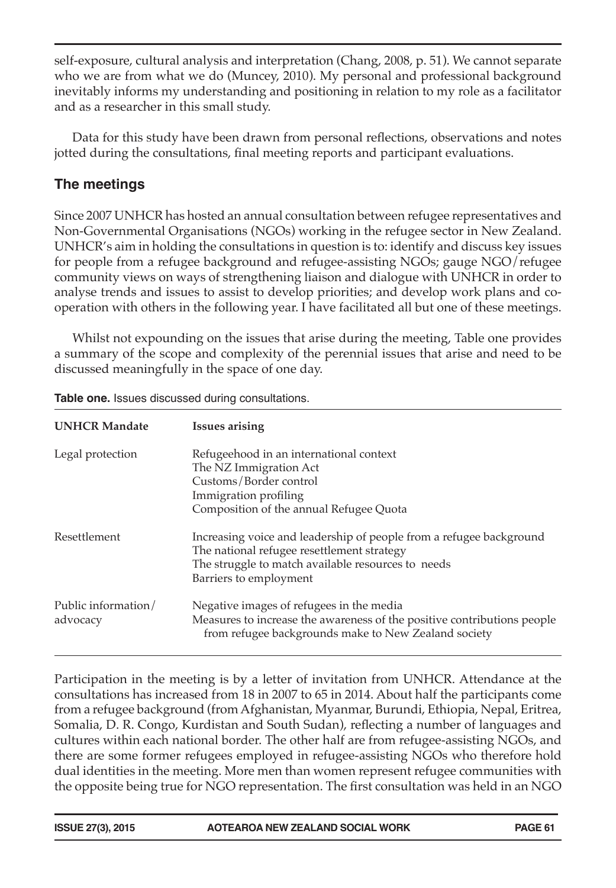self-exposure, cultural analysis and interpretation (Chang, 2008, p. 51). We cannot separate who we are from what we do (Muncey, 2010). My personal and professional background inevitably informs my understanding and positioning in relation to my role as a facilitator and as a researcher in this small study.

Data for this study have been drawn from personal reflections, observations and notes jotted during the consultations, final meeting reports and participant evaluations.

## The meetings

Since 2007 UNHCR has hosted an annual consultation between refugee representatives and Non-Governmental Organisations (NGOs) working in the refugee sector in New Zealand. UNHCR's aim in holding the consultations in question is to: identify and discuss key issues for people from a refugee background and refugee-assisting NGOs; gauge NGO/refugee community views on ways of strengthening liaison and dialogue with UNHCR in order to analyse trends and issues to assist to develop priorities; and develop work plans and co-operation with others in the following year. I have facilitated all but one of these meetings.

Whilst not expounding on the issues that arise during the meeting, Table one provides a summary of the scope and complexity of the perennial issues that arise and need to be discussed meaningfully in the space of one day.

**Table one.** Issues discussed during consultations.

| UNHCR Mandate | Issues arising |
|---|---|
| Legal protection | Refugeehood in an international context<br>The NZ Immigration Act<br>Customs/Border control<br>Immigration profiling<br>Composition of the annual Refugee Quota |
| Resettlement | Increasing voice and leadership of people from a refugee background<br>The national refugee resettlement strategy<br>The struggle to match available resources to needs<br>Barriers to employment |
| Public information/advocacy | Negative images of refugees in the media<br>Measures to increase the awareness of the positive contributions people from refugee backgrounds make to New Zealand society |

Participation in the meeting is by a letter of invitation from UNHCR. Attendance at the consultations has increased from 18 in 2007 to 65 in 2014. About half the participants come from a refugee background (from Afghanistan, Myanmar, Burundi, Ethiopia, Nepal, Eritrea, Somalia, D. R. Congo, Kurdistan and South Sudan), reflecting a number of languages and cultures within each national border. The other half are from refugee-assisting NGOs, and there are some former refugees employed in refugee-assisting NGOs who therefore hold dual identities in the meeting. More men than women represent refugee communities with the opposite being true for NGO representation. The first consultation was held in an NGO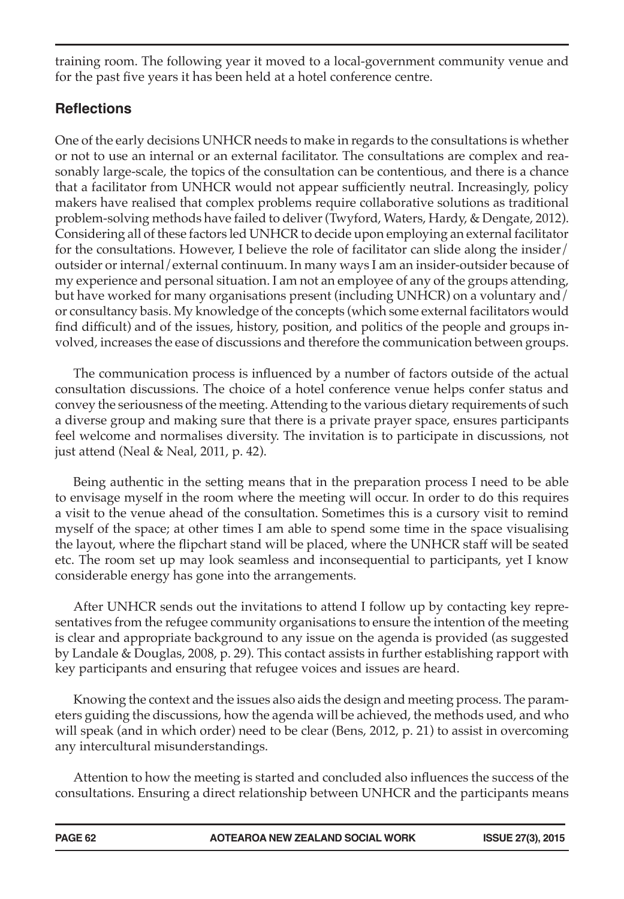training room. The following year it moved to a local-government community venue and for the past five years it has been held at a hotel conference centre.

## Reflections

One of the early decisions UNHCR needs to make in regards to the consultations is whether or not to use an internal or an external facilitator. The consultations are complex and reasonably large-scale, the topics of the consultation can be contentious, and there is a chance that a facilitator from UNHCR would not appear sufficiently neutral. Increasingly, policy makers have realised that complex problems require collaborative solutions as traditional problem-solving methods have failed to deliver (Twyford, Waters, Hardy, & Dengate, 2012). Considering all of these factors led UNHCR to decide upon employing an external facilitator for the consultations. However, I believe the role of facilitator can slide along the insider/outsider or internal/external continuum. In many ways I am an insider-outsider because of my experience and personal situation. I am not an employee of any of the groups attending, but have worked for many organisations present (including UNHCR) on a voluntary and/or consultancy basis. My knowledge of the concepts (which some external facilitators would find difficult) and of the issues, history, position, and politics of the people and groups involved, increases the ease of discussions and therefore the communication between groups.

The communication process is influenced by a number of factors outside of the actual consultation discussions. The choice of a hotel conference venue helps confer status and convey the seriousness of the meeting. Attending to the various dietary requirements of such a diverse group and making sure that there is a private prayer space, ensures participants feel welcome and normalises diversity. The invitation is to participate in discussions, not just attend (Neal & Neal, 2011, p. 42).

Being authentic in the setting means that in the preparation process I need to be able to envisage myself in the room where the meeting will occur. In order to do this requires a visit to the venue ahead of the consultation. Sometimes this is a cursory visit to remind myself of the space; at other times I am able to spend some time in the space visualising the layout, where the flipchart stand will be placed, where the UNHCR staff will be seated etc. The room set up may look seamless and inconsequential to participants, yet I know considerable energy has gone into the arrangements.

After UNHCR sends out the invitations to attend I follow up by contacting key representatives from the refugee community organisations to ensure the intention of the meeting is clear and appropriate background to any issue on the agenda is provided (as suggested by Landale & Douglas, 2008, p. 29). This contact assists in further establishing rapport with key participants and ensuring that refugee voices and issues are heard.

Knowing the context and the issues also aids the design and meeting process. The parameters guiding the discussions, how the agenda will be achieved, the methods used, and who will speak (and in which order) need to be clear (Bens, 2012, p. 21) to assist in overcoming any intercultural misunderstandings.

Attention to how the meeting is started and concluded also influences the success of the consultations. Ensuring a direct relationship between UNHCR and the participants means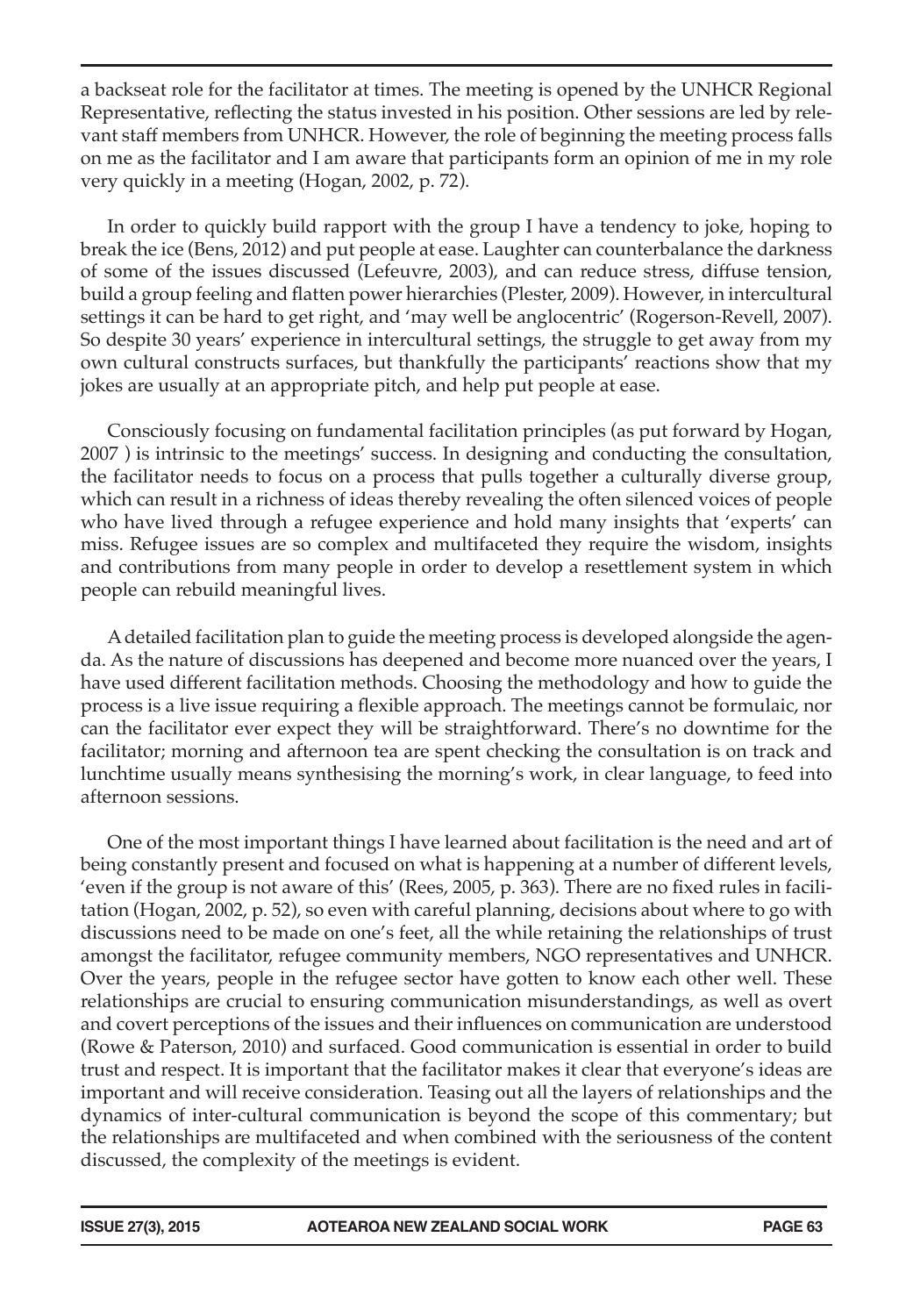a backseat role for the facilitator at times. The meeting is opened by the UNHCR Regional Representative, reflecting the status invested in his position. Other sessions are led by relevant staff members from UNHCR. However, the role of beginning the meeting process falls on me as the facilitator and I am aware that participants form an opinion of me in my role very quickly in a meeting (Hogan, 2002, p. 72).

In order to quickly build rapport with the group I have a tendency to joke, hoping to break the ice (Bens, 2012) and put people at ease. Laughter can counterbalance the darkness of some of the issues discussed (Lefeuvre, 2003), and can reduce stress, diffuse tension, build a group feeling and flatten power hierarchies (Plester, 2009). However, in intercultural settings it can be hard to get right, and 'may well be anglocentric' (Rogerson-Revell, 2007). So despite 30 years' experience in intercultural settings, the struggle to get away from my own cultural constructs surfaces, but thankfully the participants' reactions show that my jokes are usually at an appropriate pitch, and help put people at ease.

Consciously focusing on fundamental facilitation principles (as put forward by Hogan, 2007 ) is intrinsic to the meetings' success. In designing and conducting the consultation, the facilitator needs to focus on a process that pulls together a culturally diverse group, which can result in a richness of ideas thereby revealing the often silenced voices of people who have lived through a refugee experience and hold many insights that 'experts' can miss. Refugee issues are so complex and multifaceted they require the wisdom, insights and contributions from many people in order to develop a resettlement system in which people can rebuild meaningful lives.

A detailed facilitation plan to guide the meeting process is developed alongside the agenda. As the nature of discussions has deepened and become more nuanced over the years, I have used different facilitation methods. Choosing the methodology and how to guide the process is a live issue requiring a flexible approach. The meetings cannot be formulaic, nor can the facilitator ever expect they will be straightforward. There's no downtime for the facilitator; morning and afternoon tea are spent checking the consultation is on track and lunchtime usually means synthesising the morning's work, in clear language, to feed into afternoon sessions.

One of the most important things I have learned about facilitation is the need and art of being constantly present and focused on what is happening at a number of different levels, 'even if the group is not aware of this' (Rees, 2005, p. 363). There are no fixed rules in facilitation (Hogan, 2002, p. 52), so even with careful planning, decisions about where to go with discussions need to be made on one's feet, all the while retaining the relationships of trust amongst the facilitator, refugee community members, NGO representatives and UNHCR. Over the years, people in the refugee sector have gotten to know each other well. These relationships are crucial to ensuring communication misunderstandings, as well as overt and covert perceptions of the issues and their influences on communication are understood (Rowe & Paterson, 2010) and surfaced. Good communication is essential in order to build trust and respect. It is important that the facilitator makes it clear that everyone's ideas are important and will receive consideration. Teasing out all the layers of relationships and the dynamics of inter-cultural communication is beyond the scope of this commentary; but the relationships are multifaceted and when combined with the seriousness of the content discussed, the complexity of the meetings is evident.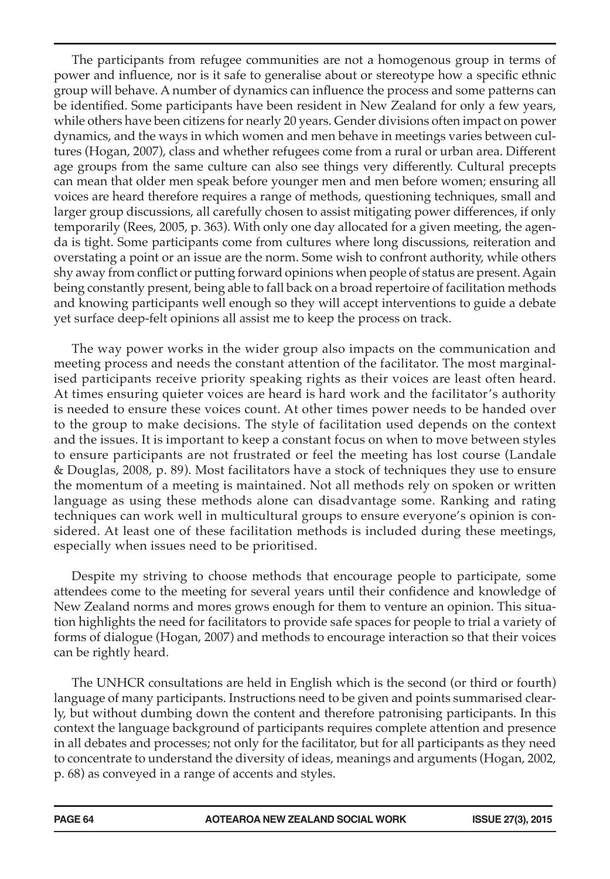The participants from refugee communities are not a homogenous group in terms of power and influence, nor is it safe to generalise about or stereotype how a specific ethnic group will behave. A number of dynamics can influence the process and some patterns can be identified. Some participants have been resident in New Zealand for only a few years, while others have been citizens for nearly 20 years. Gender divisions often impact on power dynamics, and the ways in which women and men behave in meetings varies between cultures (Hogan, 2007), class and whether refugees come from a rural or urban area. Different age groups from the same culture can also see things very differently. Cultural precepts can mean that older men speak before younger men and men before women; ensuring all voices are heard therefore requires a range of methods, questioning techniques, small and larger group discussions, all carefully chosen to assist mitigating power differences, if only temporarily (Rees, 2005, p. 363). With only one day allocated for a given meeting, the agenda is tight. Some participants come from cultures where long discussions, reiteration and overstating a point or an issue are the norm. Some wish to confront authority, while others shy away from conflict or putting forward opinions when people of status are present. Again being constantly present, being able to fall back on a broad repertoire of facilitation methods and knowing participants well enough so they will accept interventions to guide a debate yet surface deep-felt opinions all assist me to keep the process on track.

The way power works in the wider group also impacts on the communication and meeting process and needs the constant attention of the facilitator. The most marginalised participants receive priority speaking rights as their voices are least often heard. At times ensuring quieter voices are heard is hard work and the facilitator's authority is needed to ensure these voices count. At other times power needs to be handed over to the group to make decisions. The style of facilitation used depends on the context and the issues. It is important to keep a constant focus on when to move between styles to ensure participants are not frustrated or feel the meeting has lost course (Landale & Douglas, 2008, p. 89). Most facilitators have a stock of techniques they use to ensure the momentum of a meeting is maintained. Not all methods rely on spoken or written language as using these methods alone can disadvantage some. Ranking and rating techniques can work well in multicultural groups to ensure everyone's opinion is considered. At least one of these facilitation methods is included during these meetings, especially when issues need to be prioritised.

Despite my striving to choose methods that encourage people to participate, some attendees come to the meeting for several years until their confidence and knowledge of New Zealand norms and mores grows enough for them to venture an opinion. This situation highlights the need for facilitators to provide safe spaces for people to trial a variety of forms of dialogue (Hogan, 2007) and methods to encourage interaction so that their voices can be rightly heard.

The UNHCR consultations are held in English which is the second (or third or fourth) language of many participants. Instructions need to be given and points summarised clearly, but without dumbing down the content and therefore patronising participants. In this context the language background of participants requires complete attention and presence in all debates and processes; not only for the facilitator, but for all participants as they need to concentrate to understand the diversity of ideas, meanings and arguments (Hogan, 2002, p. 68) as conveyed in a range of accents and styles.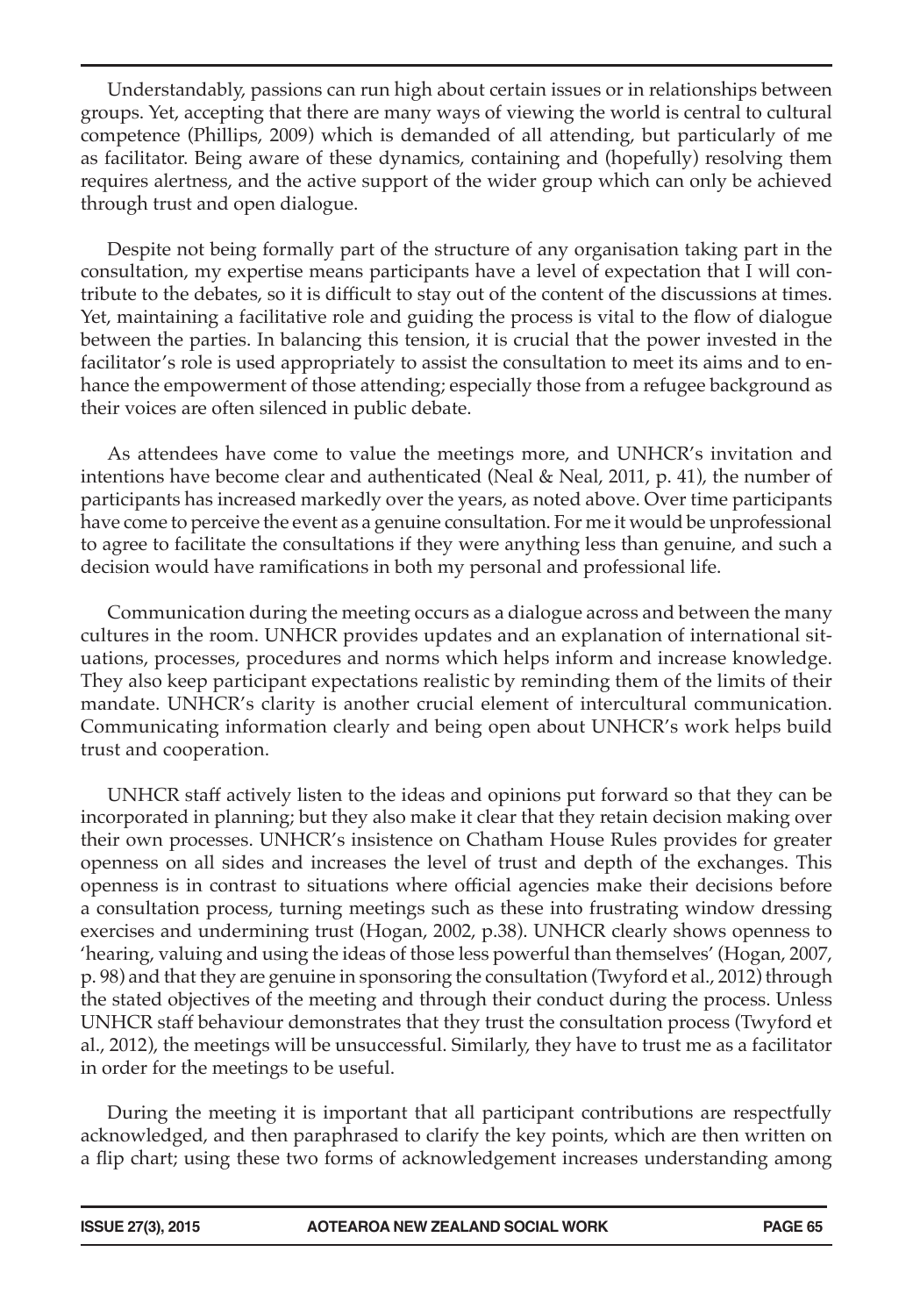Understandably, passions can run high about certain issues or in relationships between groups. Yet, accepting that there are many ways of viewing the world is central to cultural competence (Phillips, 2009) which is demanded of all attending, but particularly of me as facilitator. Being aware of these dynamics, containing and (hopefully) resolving them requires alertness, and the active support of the wider group which can only be achieved through trust and open dialogue.

Despite not being formally part of the structure of any organisation taking part in the consultation, my expertise means participants have a level of expectation that I will contribute to the debates, so it is difficult to stay out of the content of the discussions at times. Yet, maintaining a facilitative role and guiding the process is vital to the flow of dialogue between the parties. In balancing this tension, it is crucial that the power invested in the facilitator's role is used appropriately to assist the consultation to meet its aims and to enhance the empowerment of those attending; especially those from a refugee background as their voices are often silenced in public debate.

As attendees have come to value the meetings more, and UNHCR's invitation and intentions have become clear and authenticated (Neal & Neal, 2011, p. 41), the number of participants has increased markedly over the years, as noted above. Over time participants have come to perceive the event as a genuine consultation. For me it would be unprofessional to agree to facilitate the consultations if they were anything less than genuine, and such a decision would have ramifications in both my personal and professional life.

Communication during the meeting occurs as a dialogue across and between the many cultures in the room. UNHCR provides updates and an explanation of international situations, processes, procedures and norms which helps inform and increase knowledge. They also keep participant expectations realistic by reminding them of the limits of their mandate. UNHCR's clarity is another crucial element of intercultural communication. Communicating information clearly and being open about UNHCR's work helps build trust and cooperation.

UNHCR staff actively listen to the ideas and opinions put forward so that they can be incorporated in planning; but they also make it clear that they retain decision making over their own processes. UNHCR's insistence on Chatham House Rules provides for greater openness on all sides and increases the level of trust and depth of the exchanges. This openness is in contrast to situations where official agencies make their decisions before a consultation process, turning meetings such as these into frustrating window dressing exercises and undermining trust (Hogan, 2002, p.38). UNHCR clearly shows openness to 'hearing, valuing and using the ideas of those less powerful than themselves' (Hogan, 2007, p. 98) and that they are genuine in sponsoring the consultation (Twyford et al., 2012) through the stated objectives of the meeting and through their conduct during the process. Unless UNHCR staff behaviour demonstrates that they trust the consultation process (Twyford et al., 2012), the meetings will be unsuccessful. Similarly, they have to trust me as a facilitator in order for the meetings to be useful.

During the meeting it is important that all participant contributions are respectfully acknowledged, and then paraphrased to clarify the key points, which are then written on a flip chart; using these two forms of acknowledgement increases understanding among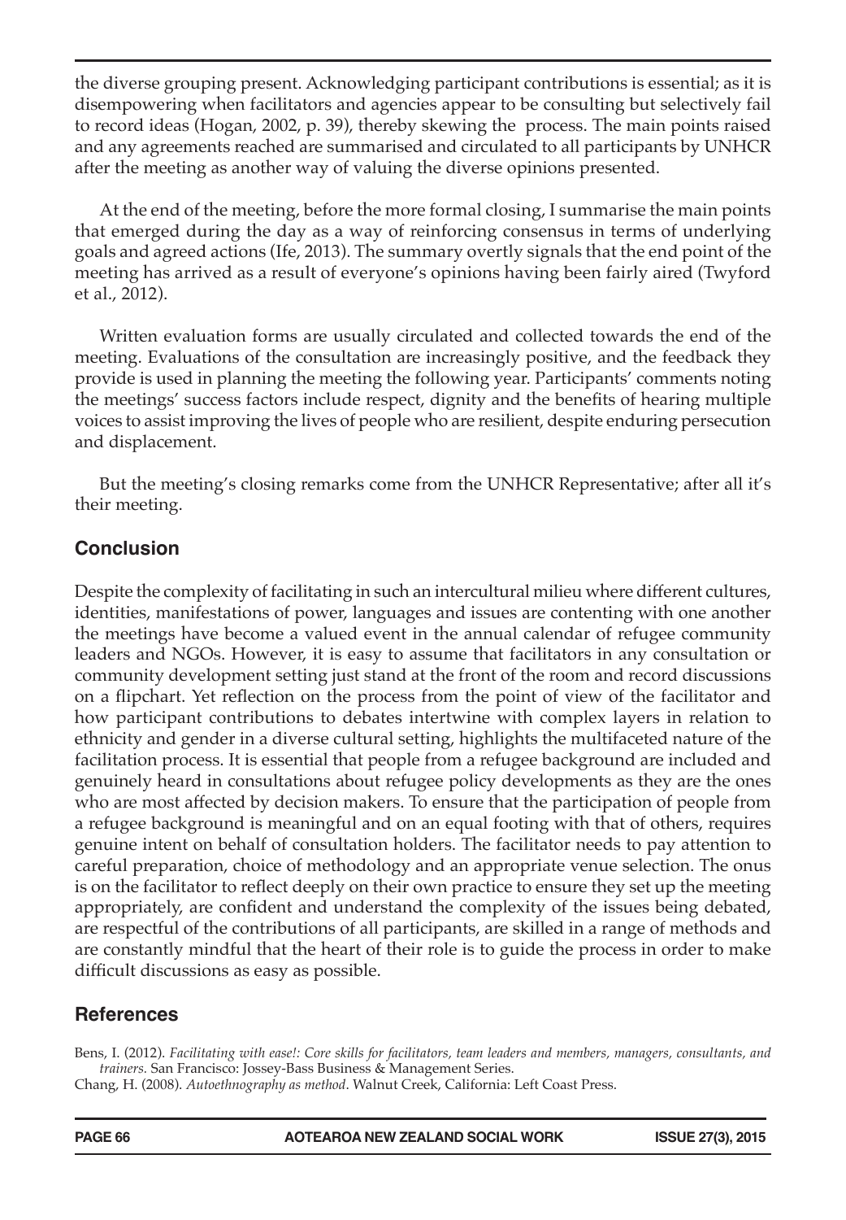the diverse grouping present. Acknowledging participant contributions is essential; as it is disempowering when facilitators and agencies appear to be consulting but selectively fail to record ideas (Hogan, 2002, p. 39), thereby skewing the process. The main points raised and any agreements reached are summarised and circulated to all participants by UNHCR after the meeting as another way of valuing the diverse opinions presented.

At the end of the meeting, before the more formal closing, I summarise the main points that emerged during the day as a way of reinforcing consensus in terms of underlying goals and agreed actions (Ife, 2013). The summary overtly signals that the end point of the meeting has arrived as a result of everyone's opinions having been fairly aired (Twyford et al., 2012).

Written evaluation forms are usually circulated and collected towards the end of the meeting. Evaluations of the consultation are increasingly positive, and the feedback they provide is used in planning the meeting the following year. Participants' comments noting the meetings' success factors include respect, dignity and the benefits of hearing multiple voices to assist improving the lives of people who are resilient, despite enduring persecution and displacement.

But the meeting's closing remarks come from the UNHCR Representative; after all it's their meeting.

## Conclusion

Despite the complexity of facilitating in such an intercultural milieu where different cultures, identities, manifestations of power, languages and issues are contenting with one another the meetings have become a valued event in the annual calendar of refugee community leaders and NGOs. However, it is easy to assume that facilitators in any consultation or community development setting just stand at the front of the room and record discussions on a flipchart. Yet reflection on the process from the point of view of the facilitator and how participant contributions to debates intertwine with complex layers in relation to ethnicity and gender in a diverse cultural setting, highlights the multifaceted nature of the facilitation process. It is essential that people from a refugee background are included and genuinely heard in consultations about refugee policy developments as they are the ones who are most affected by decision makers. To ensure that the participation of people from a refugee background is meaningful and on an equal footing with that of others, requires genuine intent on behalf of consultation holders. The facilitator needs to pay attention to careful preparation, choice of methodology and an appropriate venue selection. The onus is on the facilitator to reflect deeply on their own practice to ensure they set up the meeting appropriately, are confident and understand the complexity of the issues being debated, are respectful of the contributions of all participants, are skilled in a range of methods and are constantly mindful that the heart of their role is to guide the process in order to make difficult discussions as easy as possible.

## References

Bens, I. (2012). *Facilitating with ease!: Core skills for facilitators, team leaders and members, managers, consultants, and trainers.* San Francisco: Jossey-Bass Business & Management Series.

Chang, H. (2008). *Autoethnography as method*. Walnut Creek, California: Left Coast Press.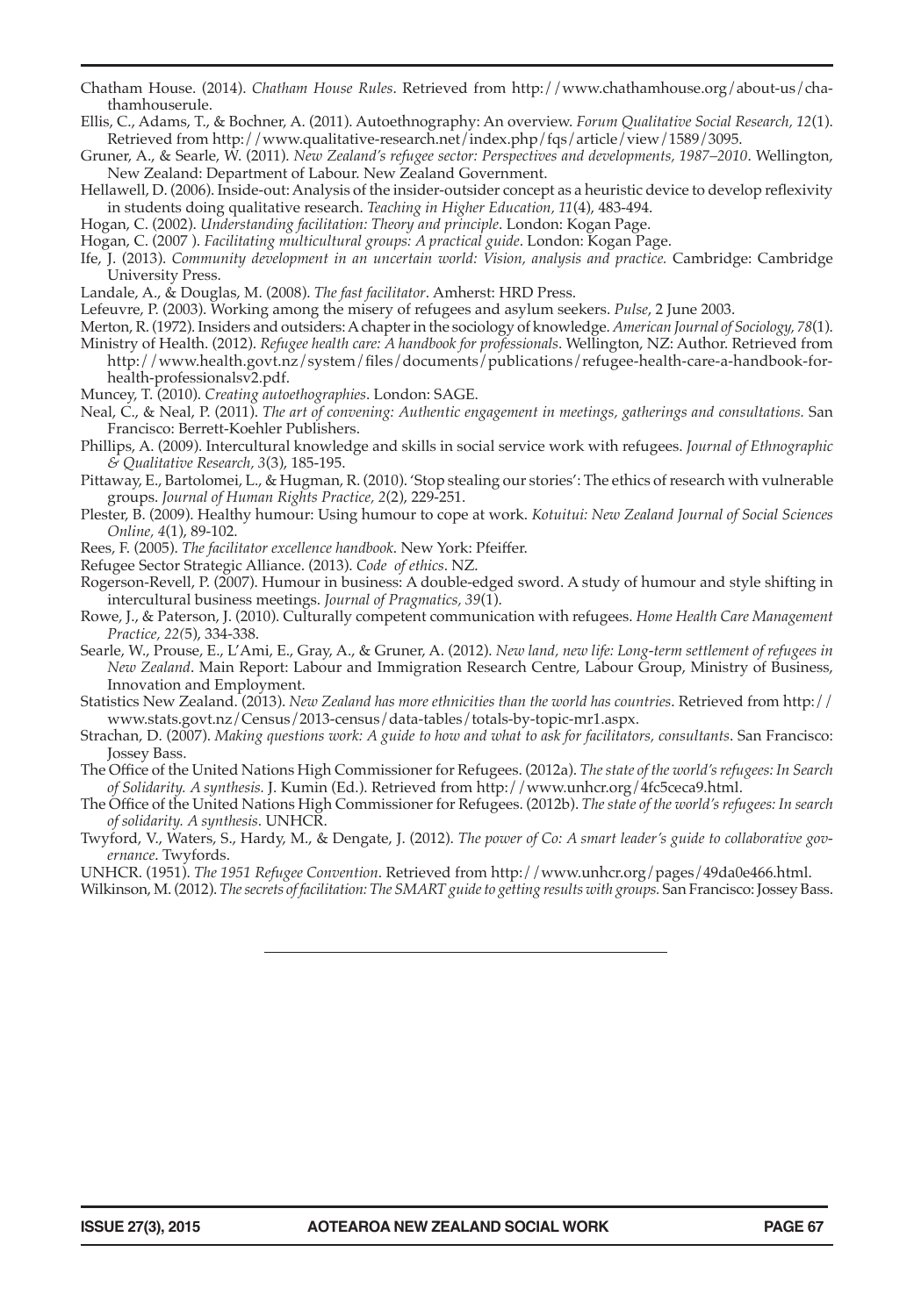Chatham House. (2014). *Chatham House Rules*. Retrieved from http://www.chathamhouse.org/about-us/chathamhouserule.

Ellis, C., Adams, T., & Bochner, A. (2011). Autoethnography: An overview. *Forum Qualitative Social Research, 12*(1). Retrieved from http://www.qualitative-research.net/index.php/fqs/article/view/1589/3095.

Gruner, A., & Searle, W. (2011). *New Zealand's refugee sector: Perspectives and developments, 1987–2010*. Wellington, New Zealand: Department of Labour. New Zealand Government.

Hellawell, D. (2006). Inside-out: Analysis of the insider-outsider concept as a heuristic device to develop reflexivity in students doing qualitative research. *Teaching in Higher Education, 11*(4), 483-494.

Hogan, C. (2002). *Understanding facilitation: Theory and principle*. London: Kogan Page.

Hogan, C. (2007 ). *Facilitating multicultural groups: A practical guide*. London: Kogan Page.

Ife, J. (2013). *Community development in an uncertain world: Vision, analysis and practice.* Cambridge: Cambridge University Press.

Landale, A., & Douglas, M. (2008). *The fast facilitator*. Amherst: HRD Press.

Lefeuvre, P. (2003). Working among the misery of refugees and asylum seekers. *Pulse*, 2 June 2003.

Merton, R. (1972). Insiders and outsiders: A chapter in the sociology of knowledge. *American Journal of Sociology, 78*(1).

Ministry of Health. (2012). *Refugee health care: A handbook for professionals*. Wellington, NZ: Author. Retrieved from http://www.health.govt.nz/system/files/documents/publications/refugee-health-care-a-handbook-for-health-professionalsv2.pdf.

Muncey, T. (2010). *Creating autoethographies*. London: SAGE.

Neal, C., & Neal, P. (2011). *The art of convening: Authentic engagement in meetings, gatherings and consultations.* San Francisco: Berrett-Koehler Publishers.

Phillips, A. (2009). Intercultural knowledge and skills in social service work with refugees. *Journal of Ethnographic & Qualitative Research, 3*(3), 185-195.

Pittaway, E., Bartolomei, L., & Hugman, R. (2010). 'Stop stealing our stories': The ethics of research with vulnerable groups. *Journal of Human Rights Practice, 2*(2), 229-251.

Plester, B. (2009). Healthy humour: Using humour to cope at work. *Kotuitui: New Zealand Journal of Social Sciences Online, 4*(1), 89-102.

Rees, F. (2005). *The facilitator excellence handbook*. New York: Pfeiffer.

Refugee Sector Strategic Alliance. (2013). *Code of ethics*. NZ.

Rogerson-Revell, P. (2007). Humour in business: A double-edged sword. A study of humour and style shifting in intercultural business meetings. *Journal of Pragmatics, 39*(1).

Rowe, J., & Paterson, J. (2010). Culturally competent communication with refugees. *Home Health Care Management Practice, 22(*5), 334-338.

Searle, W., Prouse, E., L'Ami, E., Gray, A., & Gruner, A. (2012). *New land, new life: Long-term settlement of refugees in New Zealand*. Main Report: Labour and Immigration Research Centre, Labour Group, Ministry of Business, Innovation and Employment.

Statistics New Zealand. (2013). *New Zealand has more ethnicities than the world has countries*. Retrieved from http://www.stats.govt.nz/Census/2013-census/data-tables/totals-by-topic-mr1.aspx.

Strachan, D. (2007). *Making questions work: A guide to how and what to ask for facilitators, consultants*. San Francisco: Jossey Bass.

The Office of the United Nations High Commissioner for Refugees. (2012a). *The state of the world's refugees: In Search of Solidarity. A synthesis.* J. Kumin (Ed.). Retrieved from http://www.unhcr.org/4fc5ceca9.html.

The Office of the United Nations High Commissioner for Refugees. (2012b). *The state of the world's refugees: In search of solidarity. A synthesis*. UNHCR.

Twyford, V., Waters, S., Hardy, M., & Dengate, J. (2012). *The power of Co: A smart leader's guide to collaborative governance*. Twyfords.

UNHCR. (1951). *The 1951 Refugee Convention*. Retrieved from http://www.unhcr.org/pages/49da0e466.html.

Wilkinson, M. (2012). *The secrets of facilitation: The SMART guide to getting results with groups.* San Francisco: Jossey Bass.